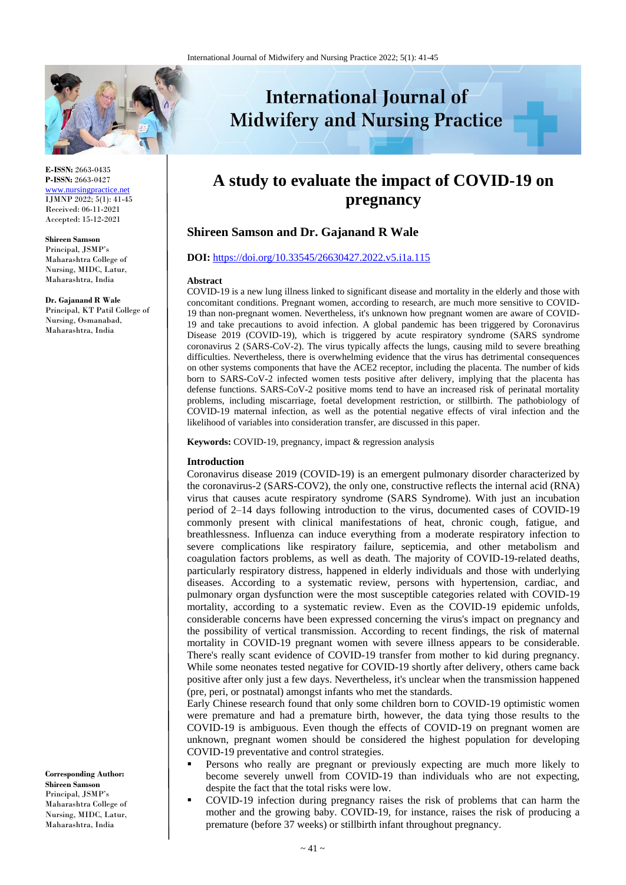# A study to evaluate the impact of COVID-19 on pregnancy

**Shireen Samson and Dr. Gajanand R Wale**

**DOI:** https://doi.org/10.33545/26630427.2022.v5.i1a.115

**E-ISSN:** 2663-0435
**P-ISSN:** 2663-0427
www.nursingpractice.net
IJMNP 2022; 5(1): 41-45
Received: 06-11-2021
Accepted: 15-12-2021

**Shireen Samson**
Principal, JSMP's Maharashtra College of Nursing, MIDC, Latur, Maharashtra, India

**Dr. Gajanand R Wale**
Principal, KT Patil College of Nursing, Osmanabad, Maharashtra, India

**Corresponding Author:**
**Shireen Samson**
Principal, JSMP's Maharashtra College of Nursing, MIDC, Latur, Maharashtra, India

### Abstract

COVID-19 is a new lung illness linked to significant disease and mortality in the elderly and those with concomitant conditions. Pregnant women, according to research, are much more sensitive to COVID-19 than non-pregnant women. Nevertheless, it's unknown how pregnant women are aware of COVID-19 and take precautions to avoid infection. A global pandemic has been triggered by Coronavirus Disease 2019 (COVID-19), which is triggered by acute respiratory syndrome (SARS syndrome coronavirus 2 (SARS-CoV-2). The virus typically affects the lungs, causing mild to severe breathing difficulties. Nevertheless, there is overwhelming evidence that the virus has detrimental consequences on other systems components that have the ACE2 receptor, including the placenta. The number of kids born to SARS-CoV-2 infected women tests positive after delivery, implying that the placenta has defense functions. SARS-CoV-2 positive moms tend to have an increased risk of perinatal mortality problems, including miscarriage, foetal development restriction, or stillbirth. The pathobiology of COVID-19 maternal infection, as well as the potential negative effects of viral infection and the likelihood of variables into consideration transfer, are discussed in this paper.

**Keywords:** COVID-19, pregnancy, impact & regression analysis

### Introduction

Coronavirus disease 2019 (COVID-19) is an emergent pulmonary disorder characterized by the coronavirus-2 (SARS-COV2), the only one, constructive reflects the internal acid (RNA) virus that causes acute respiratory syndrome (SARS Syndrome). With just an incubation period of 2–14 days following introduction to the virus, documented cases of COVID-19 commonly present with clinical manifestations of heat, chronic cough, fatigue, and breathlessness. Influenza can induce everything from a moderate respiratory infection to severe complications like respiratory failure, septicemia, and other metabolism and coagulation factors problems, as well as death. The majority of COVID-19-related deaths, particularly respiratory distress, happened in elderly individuals and those with underlying diseases. According to a systematic review, persons with hypertension, cardiac, and pulmonary organ dysfunction were the most susceptible categories related with COVID-19 mortality, according to a systematic review. Even as the COVID-19 epidemic unfolds, considerable concerns have been expressed concerning the virus's impact on pregnancy and the possibility of vertical transmission. According to recent findings, the risk of maternal mortality in COVID-19 pregnant women with severe illness appears to be considerable. There's really scant evidence of COVID-19 transfer from mother to kid during pregnancy. While some neonates tested negative for COVID-19 shortly after delivery, others came back positive after only just a few days. Nevertheless, it's unclear when the transmission happened (pre, peri, or postnatal) amongst infants who met the standards.

Early Chinese research found that only some children born to COVID-19 optimistic women were premature and had a premature birth, however, the data tying those results to the COVID-19 is ambiguous. Even though the effects of COVID-19 on pregnant women are unknown, pregnant women should be considered the highest population for developing COVID-19 preventative and control strategies.

- Persons who really are pregnant or previously expecting are much more likely to become severely unwell from COVID-19 than individuals who are not expecting, despite the fact that the total risks were low.
- COVID-19 infection during pregnancy raises the risk of problems that can harm the mother and the growing baby. COVID-19, for instance, raises the risk of producing a premature (before 37 weeks) or stillbirth infant throughout pregnancy.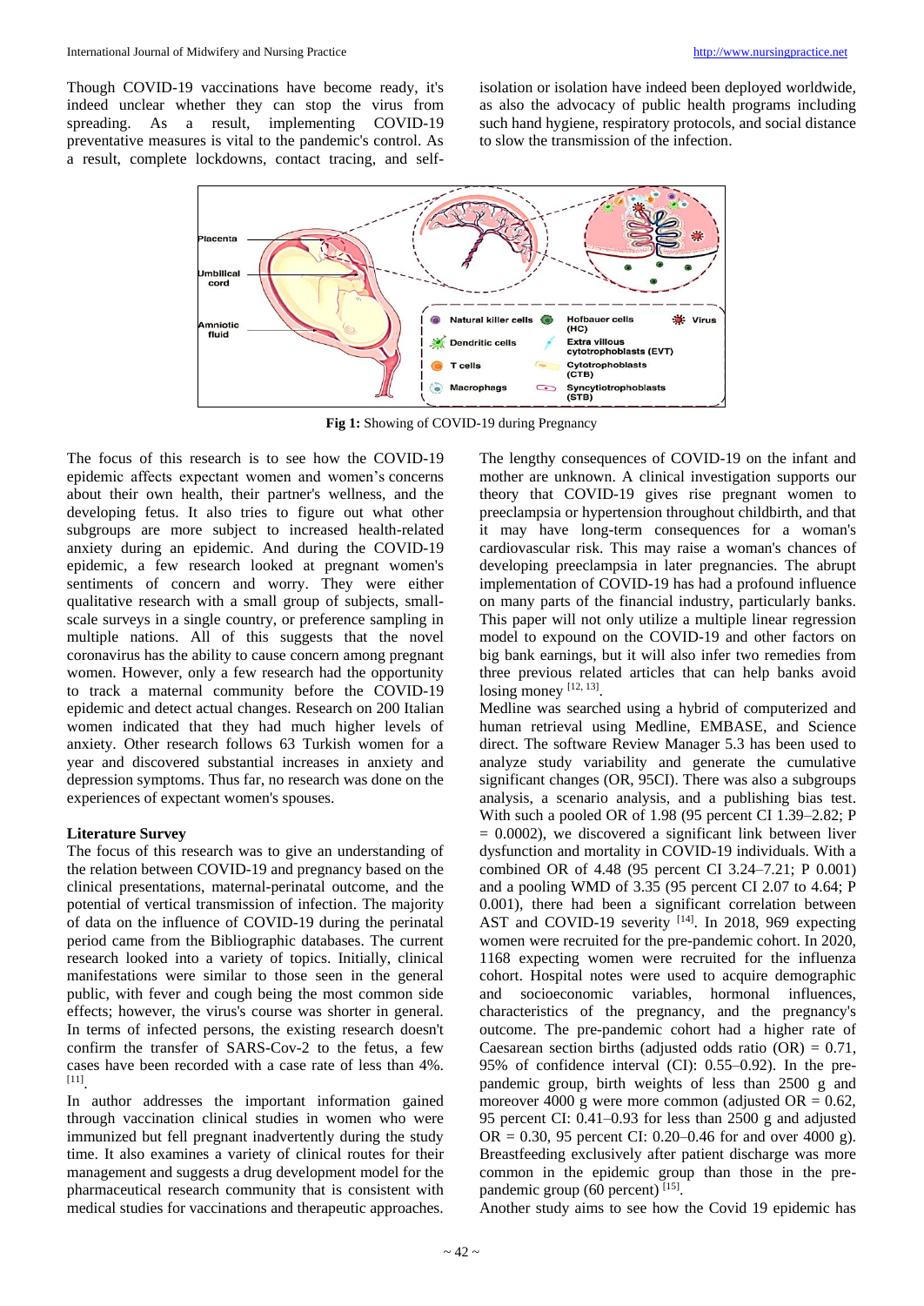Though COVID-19 vaccinations have become ready, it's indeed unclear whether they can stop the virus from spreading. As a result, implementing COVID-19 preventative measures is vital to the pandemic's control. As a result, complete lockdowns, contact tracing, and self-isolation or isolation have indeed been deployed worldwide, as also the advocacy of public health programs including such hand hygiene, respiratory protocols, and social distance to slow the transmission of the infection.

**Fig 1:** Showing of COVID-19 during Pregnancy

The focus of this research is to see how the COVID-19 epidemic affects expectant women and women's concerns about their own health, their partner's wellness, and the developing fetus. It also tries to figure out what other subgroups are more subject to increased health-related anxiety during an epidemic. And during the COVID-19 epidemic, a few research looked at pregnant women's sentiments of concern and worry. They were either qualitative research with a small group of subjects, small-scale surveys in a single country, or preference sampling in multiple nations. All of this suggests that the novel coronavirus has the ability to cause concern among pregnant women. However, only a few research had the opportunity to track a maternal community before the COVID-19 epidemic and detect actual changes. Research on 200 Italian women indicated that they had much higher levels of anxiety. Other research follows 63 Turkish women for a year and discovered substantial increases in anxiety and depression symptoms. Thus far, no research was done on the experiences of expectant women's spouses.

**Literature Survey**

The focus of this research was to give an understanding of the relation between COVID-19 and pregnancy based on the clinical presentations, maternal-perinatal outcome, and the potential of vertical transmission of infection. The majority of data on the influence of COVID-19 during the perinatal period came from the Bibliographic databases. The current research looked into a variety of topics. Initially, clinical manifestations were similar to those seen in the general public, with fever and cough being the most common side effects; however, the virus's course was shorter in general. In terms of infected persons, the existing research doesn't confirm the transfer of SARS-CoV-2 to the fetus, a few cases have been recorded with a case rate of less than 4%. [11].

In author addresses the important information gained through vaccination clinical studies in women who were immunized but fell pregnant inadvertently during the study time. It also examines a variety of clinical routes for their management and suggests a drug development model for the pharmaceutical research community that is consistent with medical studies for vaccinations and therapeutic approaches.

The lengthy consequences of COVID-19 on the infant and mother are unknown. A clinical investigation supports our theory that COVID-19 gives rise pregnant women to preeclampsia or hypertension throughout childbirth, and that it may have long-term consequences for a woman's cardiovascular risk. This may raise a woman's chances of developing preeclampsia in later pregnancies. The abrupt implementation of COVID-19 has had a profound influence on many parts of the financial industry, particularly banks. This paper will not only utilize a multiple linear regression model to expound on the COVID-19 and other factors on big bank earnings, but it will also infer two remedies from three previous related articles that can help banks avoid losing money [12, 13].

Medline was searched using a hybrid of computerized and human retrieval using Medline, EMBASE, and Science direct. The software Review Manager 5.3 has been used to analyze study variability and generate the cumulative significant changes (OR, 95CI). There was also a subgroups analysis, a scenario analysis, and a publishing bias test. With such a pooled OR of 1.98 (95 percent CI 1.39–2.82; P = 0.0002), we discovered a significant link between liver dysfunction and mortality in COVID-19 individuals. With a combined OR of 4.48 (95 percent CI 3.24–7.21; P 0.001) and a pooling WMD of 3.35 (95 percent CI 2.07 to 4.64; P 0.001), there had been a significant correlation between AST and COVID-19 severity [14]. In 2018, 969 expecting women were recruited for the pre-pandemic cohort. In 2020, 1168 expecting women were recruited for the influenza cohort. Hospital notes were used to acquire demographic and socioeconomic variables, hormonal influences, characteristics of the pregnancy, and the pregnancy's outcome. The pre-pandemic cohort had a higher rate of Caesarean section births (adjusted odds ratio (OR) = 0.71, 95% of confidence interval (CI): 0.55–0.92). In the pre-pandemic group, birth weights of less than 2500 g and moreover 4000 g were more common (adjusted OR = 0.62, 95 percent CI: 0.41–0.93 for less than 2500 g and adjusted OR = 0.30, 95 percent CI: 0.20–0.46 for and over 4000 g). Breastfeeding exclusively after patient discharge was more common in the epidemic group than those in the pre-pandemic group (60 percent) [15].

Another study aims to see how the Covid 19 epidemic has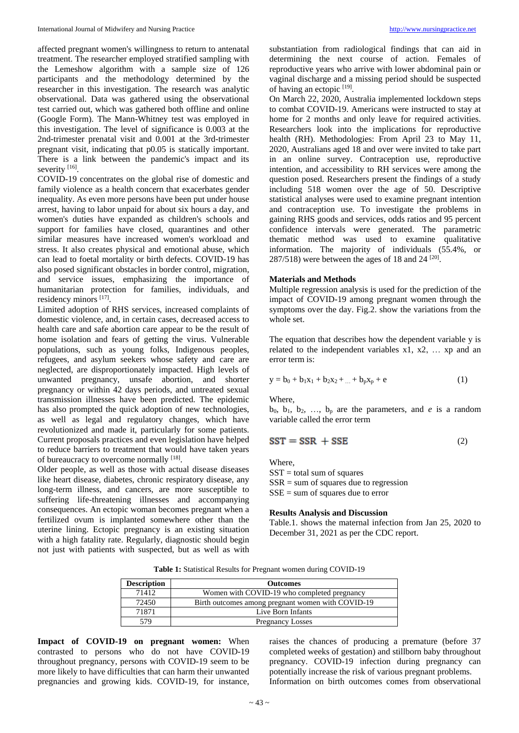affected pregnant women's willingness to return to antenatal treatment. The researcher employed stratified sampling with the Lemeshow algorithm with a sample size of 126 participants and the methodology determined by the researcher in this investigation. The research was analytic observational. Data was gathered using the observational test carried out, which was gathered both offline and online (Google Form). The Mann-Whitney test was employed in this investigation. The level of significance is 0.003 at the 2nd-trimester prenatal visit and 0.001 at the 3rd-trimester pregnant visit, indicating that p0.05 is statically important. There is a link between the pandemic's impact and its severity [16].

COVID-19 concentrates on the global rise of domestic and family violence as a health concern that exacerbates gender inequality. As even more persons have been put under house arrest, having to labor unpaid for about six hours a day, and women's duties have expanded as children's schools and support for families have closed, quarantines and other similar measures have increased women's workload and stress. It also creates physical and emotional abuse, which can lead to foetal mortality or birth defects. COVID-19 has also posed significant obstacles in border control, migration, and service issues, emphasizing the importance of humanitarian protection for families, individuals, and residency minors [17].

Limited adoption of RHS services, increased complaints of domestic violence, and, in certain cases, decreased access to health care and safe abortion care appear to be the result of home isolation and fears of getting the virus. Vulnerable populations, such as young folks, Indigenous peoples, refugees, and asylum seekers whose safety and care are neglected, are disproportionately impacted. High levels of unwanted pregnancy, unsafe abortion, and shorter pregnancy or within 42 days periods, and untreated sexual transmission illnesses have been predicted. The epidemic has also prompted the quick adoption of new technologies, as well as legal and regulatory changes, which have revolutionized and made it, particularly for some patients. Current proposals practices and even legislation have helped to reduce barriers to treatment that would have taken years of bureaucracy to overcome normally [18].

Older people, as well as those with actual disease diseases like heart disease, diabetes, chronic respiratory disease, any long-term illness, and cancers, are more susceptible to suffering life-threatening illnesses and accompanying consequences. An ectopic woman becomes pregnant when a fertilized ovum is implanted somewhere other than the uterine lining. Ectopic pregnancy is an existing situation with a high fatality rate. Regularly, diagnostic should begin not just with patients with suspected, but as well as with substantiation from radiological findings that can aid in determining the next course of action. Females of reproductive years who arrive with lower abdominal pain or vaginal discharge and a missing period should be suspected of having an ectopic [19].

On March 22, 2020, Australia implemented lockdown steps to combat COVID-19. Americans were instructed to stay at home for 2 months and only leave for required activities. Researchers look into the implications for reproductive health (RH). Methodologies: From April 23 to May 11, 2020, Australians aged 18 and over were invited to take part in an online survey. Contraception use, reproductive intention, and accessibility to RH services were among the question posed. Researchers present the findings of a study including 518 women over the age of 50. Descriptive statistical analyses were used to examine pregnant intention and contraception use. To investigate the problems in gaining RHS goods and services, odds ratios and 95 percent confidence intervals were generated. The parametric thematic method was used to examine qualitative information. The majority of individuals (55.4%, or 287/518) were between the ages of 18 and 24 [20].

## Materials and Methods

Multiple regression analysis is used for the prediction of the impact of COVID-19 among pregnant women through the symptoms over the day. Fig.2. show the variations from the whole set.

The equation that describes how the dependent variable y is related to the independent variables x1, x2, … xp and an error term is:

$$y = b_0 + b_1x_1 + b_2x_2 + \dots + b_px_p + e \quad (1)$$

Where,

$b_0$, $b_1$, $b_2$, …, $b_p$ are the parameters, and *e* is a random variable called the error term

$$SST = SSR + SSE \quad (2)$$

Where,

SST = total sum of squares

SSR = sum of squares due to regression

SSE = sum of squares due to error

## Results Analysis and Discussion

Table.1. shows the maternal infection from Jan 25, 2020 to December 31, 2021 as per the CDC report.

**Table 1:** Statistical Results for Pregnant women during COVID-19

| Description | Outcomes |
|---|---|
| 71412 | Women with COVID-19 who completed pregnancy |
| 72450 | Birth outcomes among pregnant women with COVID-19 |
| 71871 | Live Born Infants |
| 579 | Pregnancy Losses |

**Impact of COVID-19 on pregnant women:** When contrasted to persons who do not have COVID-19 throughout pregnancy, persons with COVID-19 seem to be more likely to have difficulties that can harm their unwanted pregnancies and growing kids. COVID-19, for instance, raises the chances of producing a premature (before 37 completed weeks of gestation) and stillborn baby throughout pregnancy. COVID-19 infection during pregnancy can potentially increase the risk of various pregnant problems.

Information on birth outcomes comes from observational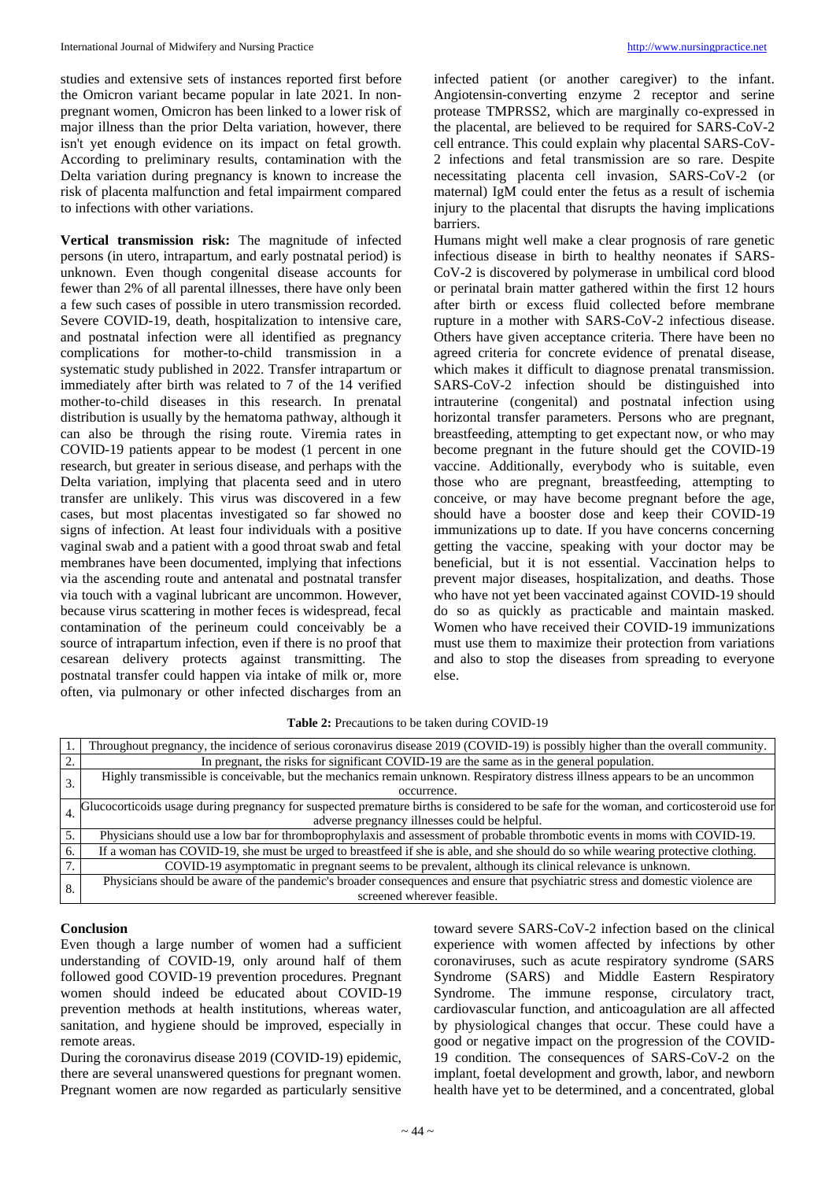studies and extensive sets of instances reported first before the Omicron variant became popular in late 2021. In non-pregnant women, Omicron has been linked to a lower risk of major illness than the prior Delta variation, however, there isn't yet enough evidence on its impact on fetal growth. According to preliminary results, contamination with the Delta variation during pregnancy is known to increase the risk of placenta malfunction and fetal impairment compared to infections with other variations.

**Vertical transmission risk:** The magnitude of infected persons (in utero, intrapartum, and early postnatal period) is unknown. Even though congenital disease accounts for fewer than 2% of all parental illnesses, there have only been a few such cases of possible in utero transmission recorded. Severe COVID-19, death, hospitalization to intensive care, and postnatal infection were all identified as pregnancy complications for mother-to-child transmission in a systematic study published in 2022. Transfer intrapartum or immediately after birth was related to 7 of the 14 verified mother-to-child diseases in this research. In prenatal distribution is usually by the hematoma pathway, although it can also be through the rising route. Viremia rates in COVID-19 patients appear to be modest (1 percent in one research, but greater in serious disease, and perhaps with the Delta variation, implying that placenta seed and in utero transfer are unlikely. This virus was discovered in a few cases, but most placentas investigated so far showed no signs of infection. At least four individuals with a positive vaginal swab and a patient with a good throat swab and fetal membranes have been documented, implying that infections via the ascending route and antenatal and postnatal transfer via touch with a vaginal lubricant are uncommon. However, because virus scattering in mother feces is widespread, fecal contamination of the perineum could conceivably be a source of intrapartum infection, even if there is no proof that cesarean delivery protects against transmitting. The postnatal transfer could happen via intake of milk or, more often, via pulmonary or other infected discharges from an infected patient (or another caregiver) to the infant. Angiotensin-converting enzyme 2 receptor and serine protease TMPRSS2, which are marginally co-expressed in the placental, are believed to be required for SARS-CoV-2 cell entrance. This could explain why placental SARS-CoV-2 infections and fetal transmission are so rare. Despite necessitating placenta cell invasion, SARS-CoV-2 (or maternal) IgM could enter the fetus as a result of ischemia injury to the placental that disrupts the having implications barriers.

Humans might well make a clear prognosis of rare genetic infectious disease in birth to healthy neonates if SARS-CoV-2 is discovered by polymerase in umbilical cord blood or perinatal brain matter gathered within the first 12 hours after birth or excess fluid collected before membrane rupture in a mother with SARS-CoV-2 infectious disease. Others have given acceptance criteria. There have been no agreed criteria for concrete evidence of prenatal disease, which makes it difficult to diagnose prenatal transmission. SARS-CoV-2 infection should be distinguished into intrauterine (congenital) and postnatal infection using horizontal transfer parameters. Persons who are pregnant, breastfeeding, attempting to get expectant now, or who may become pregnant in the future should get the COVID-19 vaccine. Additionally, everybody who is suitable, even those who are pregnant, breastfeeding, attempting to conceive, or may have become pregnant before the age, should have a booster dose and keep their COVID-19 immunizations up to date. If you have concerns concerning getting the vaccine, speaking with your doctor may be beneficial, but it is not essential. Vaccination helps to prevent major diseases, hospitalization, and deaths. Those who have not yet been vaccinated against COVID-19 should do so as quickly as practicable and maintain masked. Women who have received their COVID-19 immunizations must use them to maximize their protection from variations and also to stop the diseases from spreading to everyone else.

**Table 2:** Precautions to be taken during COVID-19

| | |
|---|---|
| 1. | Throughout pregnancy, the incidence of serious coronavirus disease 2019 (COVID-19) is possibly higher than the overall community. |
| 2. | In pregnant, the risks for significant COVID-19 are the same as in the general population. |
| 3. | Highly transmissible is conceivable, but the mechanics remain unknown. Respiratory distress illness appears to be an uncommon occurrence. |
| 4. | Glucocorticoids usage during pregnancy for suspected premature births is considered to be safe for the woman, and corticosteroid use for adverse pregnancy illnesses could be helpful. |
| 5. | Physicians should use a low bar for thromboprophylaxis and assessment of probable thrombotic events in moms with COVID-19. |
| 6. | If a woman has COVID-19, she must be urged to breastfeed if she is able, and she should do so while wearing protective clothing. |
| 7. | COVID-19 asymptomatic in pregnant seems to be prevalent, although its clinical relevance is unknown. |
| 8. | Physicians should be aware of the pandemic's broader consequences and ensure that psychiatric stress and domestic violence are screened wherever feasible. |

## Conclusion

Even though a large number of women had a sufficient understanding of COVID-19, only around half of them followed good COVID-19 prevention procedures. Pregnant women should indeed be educated about COVID-19 prevention methods at health institutions, whereas water, sanitation, and hygiene should be improved, especially in remote areas.

During the coronavirus disease 2019 (COVID-19) epidemic, there are several unanswered questions for pregnant women. Pregnant women are now regarded as particularly sensitive toward severe SARS-CoV-2 infection based on the clinical experience with women affected by infections by other coronaviruses, such as acute respiratory syndrome (SARS Syndrome (SARS) and Middle Eastern Respiratory Syndrome. The immune response, circulatory tract, cardiovascular function, and anticoagulation are all affected by physiological changes that occur. These could have a good or negative impact on the progression of the COVID-19 condition. The consequences of SARS-CoV-2 on the implant, foetal development and growth, labor, and newborn health have yet to be determined, and a concentrated, global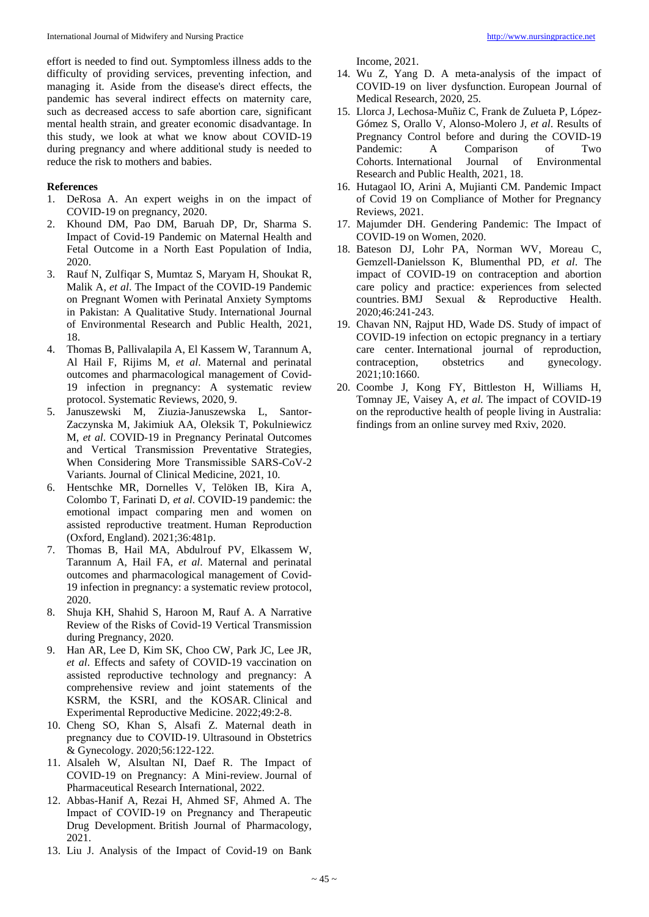effort is needed to find out. Symptomless illness adds to the difficulty of providing services, preventing infection, and managing it. Aside from the disease's direct effects, the pandemic has several indirect effects on maternity care, such as decreased access to safe abortion care, significant mental health strain, and greater economic disadvantage. In this study, we look at what we know about COVID-19 during pregnancy and where additional study is needed to reduce the risk to mothers and babies.

**References**

1. DeRosa A. An expert weighs in on the impact of COVID-19 on pregnancy, 2020.
2. Khound DM, Pao DM, Baruah DP, Dr, Sharma S. Impact of Covid-19 Pandemic on Maternal Health and Fetal Outcome in a North East Population of India, 2020.
3. Rauf N, Zulfiqar S, Mumtaz S, Maryam H, Shoukat R, Malik A, *et al*. The Impact of the COVID-19 Pandemic on Pregnant Women with Perinatal Anxiety Symptoms in Pakistan: A Qualitative Study. International Journal of Environmental Research and Public Health, 2021, 18.
4. Thomas B, Pallivalapila A, El Kassem W, Tarannum A, Al Hail F, Rijims M, *et al*. Maternal and perinatal outcomes and pharmacological management of Covid-19 infection in pregnancy: A systematic review protocol. Systematic Reviews, 2020, 9.
5. Januszewski M, Ziuzia-Januszewska L, Santor-Zaczynska M, Jakimiuk AA, Oleksik T, Pokulniewicz M, *et al*. COVID-19 in Pregnancy Perinatal Outcomes and Vertical Transmission Preventative Strategies, When Considering More Transmissible SARS-CoV-2 Variants. Journal of Clinical Medicine, 2021, 10.
6. Hentschke MR, Dornelles V, Telöken IB, Kira A, Colombo T, Farinati D, *et al*. COVID-19 pandemic: the emotional impact comparing men and women on assisted reproductive treatment. Human Reproduction (Oxford, England). 2021;36:481p.
7. Thomas B, Hail MA, Abdulrouf PV, Elkassem W, Tarannum A, Hail FA, *et al*. Maternal and perinatal outcomes and pharmacological management of Covid-19 infection in pregnancy: a systematic review protocol, 2020.
8. Shuja KH, Shahid S, Haroon M, Rauf A. A Narrative Review of the Risks of Covid-19 Vertical Transmission during Pregnancy, 2020.
9. Han AR, Lee D, Kim SK, Choo CW, Park JC, Lee JR, *et al*. Effects and safety of COVID-19 vaccination on assisted reproductive technology and pregnancy: A comprehensive review and joint statements of the KSRM, the KSRI, and the KOSAR. Clinical and Experimental Reproductive Medicine. 2022;49:2-8.
10. Cheng SO, Khan S, Alsafi Z. Maternal death in pregnancy due to COVID-19. Ultrasound in Obstetrics & Gynecology. 2020;56:122-122.
11. Alsaleh W, Alsultan NI, Daef R. The Impact of COVID-19 on Pregnancy: A Mini-review. Journal of Pharmaceutical Research International, 2022.
12. Abbas-Hanif A, Rezai H, Ahmed SF, Ahmed A. The Impact of COVID-19 on Pregnancy and Therapeutic Drug Development. British Journal of Pharmacology, 2021.
13. Liu J. Analysis of the Impact of Covid-19 on Bank Income, 2021.
14. Wu Z, Yang D. A meta-analysis of the impact of COVID-19 on liver dysfunction. European Journal of Medical Research, 2020, 25.
15. Llorca J, Lechosa-Muñiz C, Frank de Zulueta P, López-Gómez S, Orallo V, Alonso-Molero J, *et al*. Results of Pregnancy Control before and during the COVID-19 Pandemic: A Comparison of Two Cohorts. International Journal of Environmental Research and Public Health, 2021, 18.
16. Hutagaol IO, Arini A, Mujianti CM. Pandemic Impact of Covid 19 on Compliance of Mother for Pregnancy Reviews, 2021.
17. Majumder DH. Gendering Pandemic: The Impact of COVID-19 on Women, 2020.
18. Bateson DJ, Lohr PA, Norman WV, Moreau C, Gemzell-Danielsson K, Blumenthal PD, *et al*. The impact of COVID-19 on contraception and abortion care policy and practice: experiences from selected countries. BMJ Sexual & Reproductive Health. 2020;46:241-243.
19. Chavan NN, Rajput HD, Wade DS. Study of impact of COVID-19 infection on ectopic pregnancy in a tertiary care center. International journal of reproduction, contraception, obstetrics and gynecology. 2021;10:1660.
20. Coombe J, Kong FY, Bittleston H, Williams H, Tomnay JE, Vaisey A, *et al*. The impact of COVID-19 on the reproductive health of people living in Australia: findings from an online survey med Rxiv, 2020.